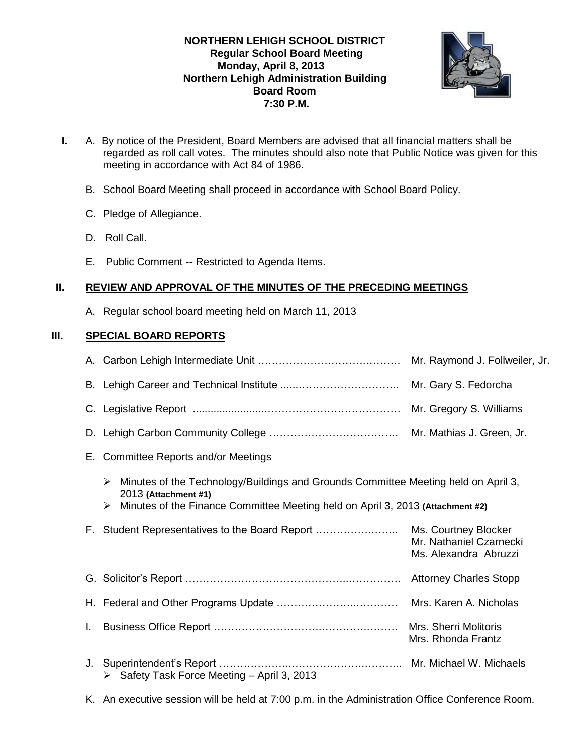**NORTHERN LEHIGH SCHOOL DISTRICT**
**Regular School Board Meeting**
**Monday, April 8, 2013**
**Northern Lehigh Administration Building**
**Board Room**
**7:30 P.M.**

**I.** A. By notice of the President, Board Members are advised that all financial matters shall be regarded as roll call votes. The minutes should also note that Public Notice was given for this meeting in accordance with Act 84 of 1986.

B. School Board Meeting shall proceed in accordance with School Board Policy.

C. Pledge of Allegiance.

D. Roll Call.

E. Public Comment -- Restricted to Agenda Items.

## II. REVIEW AND APPROVAL OF THE MINUTES OF THE PRECEDING MEETINGS

A. Regular school board meeting held on March 11, 2013

## III. SPECIAL BOARD REPORTS

A. Carbon Lehigh Intermediate Unit ………………………………………. Mr. Raymond J. Follweiler, Jr.

B. Lehigh Career and Technical Institute ......……………………….. Mr. Gary S. Fedorcha

C. Legislative Report ......................………………………………… Mr. Gregory S. Williams

D. Lehigh Carbon Community College ………………………………. Mr. Mathias J. Green, Jr.

E. Committee Reports and/or Meetings

- Minutes of the Technology/Buildings and Grounds Committee Meeting held on April 3, 2013 **(Attachment #1)**
- Minutes of the Finance Committee Meeting held on April 3, 2013 **(Attachment #2)**

F. Student Representatives to the Board Report ………………….. Ms. Courtney Blocker
Mr. Nathaniel Czarnecki
Ms. Alexandra Abruzzi

G. Solicitor's Report ……………………………………….…………… Attorney Charles Stopp

H. Federal and Other Programs Update ………………….………… Mrs. Karen A. Nicholas

I. Business Office Report …………………………………………….… Mrs. Sherri Molitoris
Mrs. Rhonda Frantz

J. Superintendent's Report ……………….…………………….…….. Mr. Michael W. Michaels

- Safety Task Force Meeting – April 3, 2013

K. An executive session will be held at 7:00 p.m. in the Administration Office Conference Room.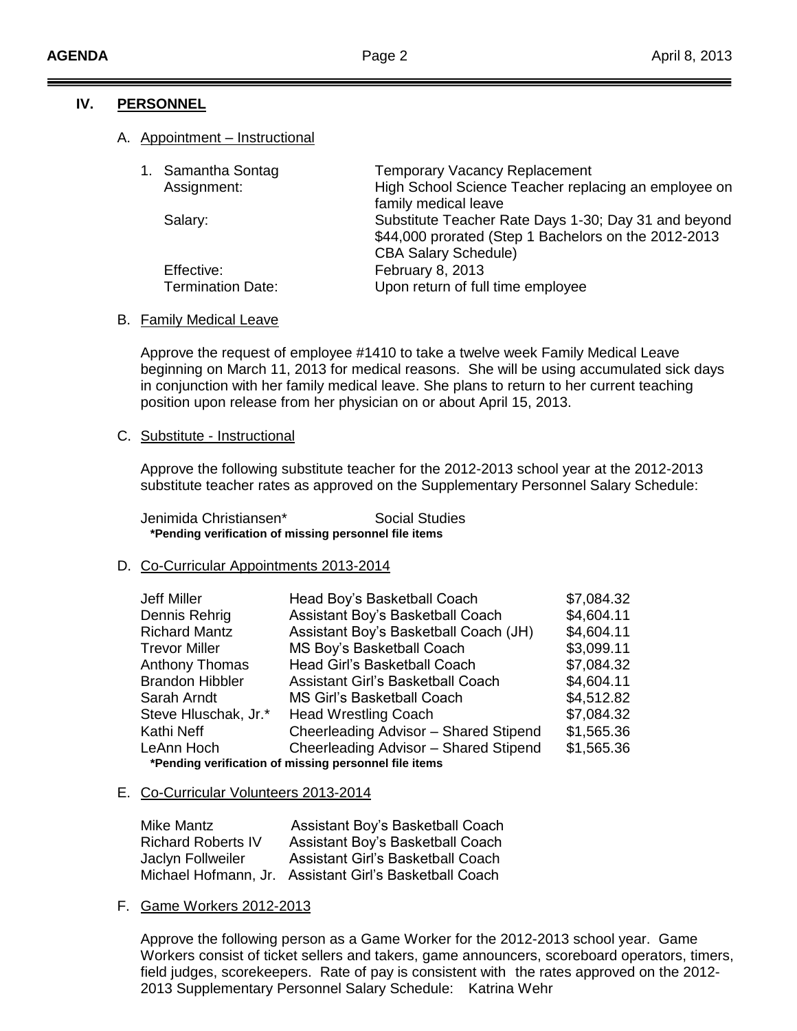## IV. PERSONNEL

### A. Appointment – Instructional

1. Samantha Sontag — Temporary Vacancy Replacement

| | |
|---|---|
| Assignment: | High School Science Teacher replacing an employee on family medical leave |
| Salary: | Substitute Teacher Rate Days 1-30; Day 31 and beyond $44,000 prorated (Step 1 Bachelors on the 2012-2013 CBA Salary Schedule) |
| Effective: | February 8, 2013 |
| Termination Date: | Upon return of full time employee |

### B. Family Medical Leave

Approve the request of employee #1410 to take a twelve week Family Medical Leave beginning on March 11, 2013 for medical reasons. She will be using accumulated sick days in conjunction with her family medical leave. She plans to return to her current teaching position upon release from her physician on or about April 15, 2013.

### C. Substitute - Instructional

Approve the following substitute teacher for the 2012-2013 school year at the 2012-2013 substitute teacher rates as approved on the Supplementary Personnel Salary Schedule:

Jenimida Christiansen* — Social Studies

**\*Pending verification of missing personnel file items**

### D. Co-Curricular Appointments 2013-2014

| Name | Position | Stipend |
|---|---|---|
| Jeff Miller | Head Boy's Basketball Coach | $7,084.32 |
| Dennis Rehrig | Assistant Boy's Basketball Coach | $4,604.11 |
| Richard Mantz | Assistant Boy's Basketball Coach (JH) | $4,604.11 |
| Trevor Miller | MS Boy's Basketball Coach | $3,099.11 |
| Anthony Thomas | Head Girl's Basketball Coach | $7,084.32 |
| Brandon Hibbler | Assistant Girl's Basketball Coach | $4,604.11 |
| Sarah Arndt | MS Girl's Basketball Coach | $4,512.82 |
| Steve Hluschak, Jr.* | Head Wrestling Coach | $7,084.32 |
| Kathi Neff | Cheerleading Advisor – Shared Stipend | $1,565.36 |
| LeAnn Hoch | Cheerleading Advisor – Shared Stipend | $1,565.36 |

**\*Pending verification of missing personnel file items**

### E. Co-Curricular Volunteers 2013-2014

| Name | Position |
|---|---|
| Mike Mantz | Assistant Boy's Basketball Coach |
| Richard Roberts IV | Assistant Boy's Basketball Coach |
| Jaclyn Follweiler | Assistant Girl's Basketball Coach |
| Michael Hofmann, Jr. | Assistant Girl's Basketball Coach |

### F. Game Workers 2012-2013

Approve the following person as a Game Worker for the 2012-2013 school year. Game Workers consist of ticket sellers and takers, game announcers, scoreboard operators, timers, field judges, scorekeepers. Rate of pay is consistent with the rates approved on the 2012-2013 Supplementary Personnel Salary Schedule: Katrina Wehr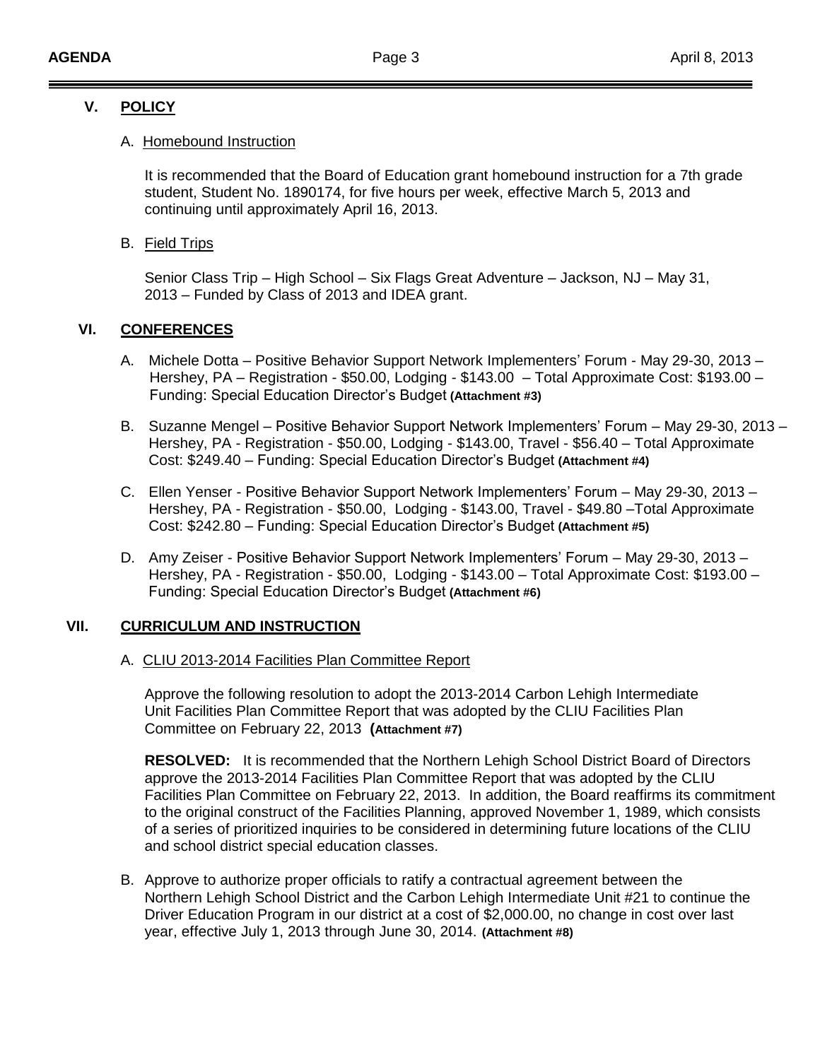## V. POLICY

### A. Homebound Instruction

It is recommended that the Board of Education grant homebound instruction for a 7th grade student, Student No. 1890174, for five hours per week, effective March 5, 2013 and continuing until approximately April 16, 2013.

### B. Field Trips

Senior Class Trip – High School – Six Flags Great Adventure – Jackson, NJ – May 31, 2013 – Funded by Class of 2013 and IDEA grant.

## VI. CONFERENCES

A. Michele Dotta – Positive Behavior Support Network Implementers' Forum - May 29-30, 2013 – Hershey, PA – Registration - $50.00, Lodging - $143.00 – Total Approximate Cost: $193.00 – Funding: Special Education Director's Budget **(Attachment #3)**

B. Suzanne Mengel – Positive Behavior Support Network Implementers' Forum – May 29-30, 2013 – Hershey, PA - Registration - $50.00, Lodging - $143.00, Travel - $56.40 – Total Approximate Cost: $249.40 – Funding: Special Education Director's Budget **(Attachment #4)**

C. Ellen Yenser - Positive Behavior Support Network Implementers' Forum – May 29-30, 2013 – Hershey, PA - Registration - $50.00, Lodging - $143.00, Travel - $49.80 –Total Approximate Cost: $242.80 – Funding: Special Education Director's Budget **(Attachment #5)**

D. Amy Zeiser - Positive Behavior Support Network Implementers' Forum – May 29-30, 2013 – Hershey, PA - Registration - $50.00, Lodging - $143.00 – Total Approximate Cost: $193.00 – Funding: Special Education Director's Budget **(Attachment #6)**

## VII. CURRICULUM AND INSTRUCTION

### A. CLIU 2013-2014 Facilities Plan Committee Report

Approve the following resolution to adopt the 2013-2014 Carbon Lehigh Intermediate Unit Facilities Plan Committee Report that was adopted by the CLIU Facilities Plan Committee on February 22, 2013 **(Attachment #7)**

**RESOLVED:** It is recommended that the Northern Lehigh School District Board of Directors approve the 2013-2014 Facilities Plan Committee Report that was adopted by the CLIU Facilities Plan Committee on February 22, 2013. In addition, the Board reaffirms its commitment to the original construct of the Facilities Planning, approved November 1, 1989, which consists of a series of prioritized inquiries to be considered in determining future locations of the CLIU and school district special education classes.

B. Approve to authorize proper officials to ratify a contractual agreement between the Northern Lehigh School District and the Carbon Lehigh Intermediate Unit #21 to continue the Driver Education Program in our district at a cost of $2,000.00, no change in cost over last year, effective July 1, 2013 through June 30, 2014. **(Attachment #8)**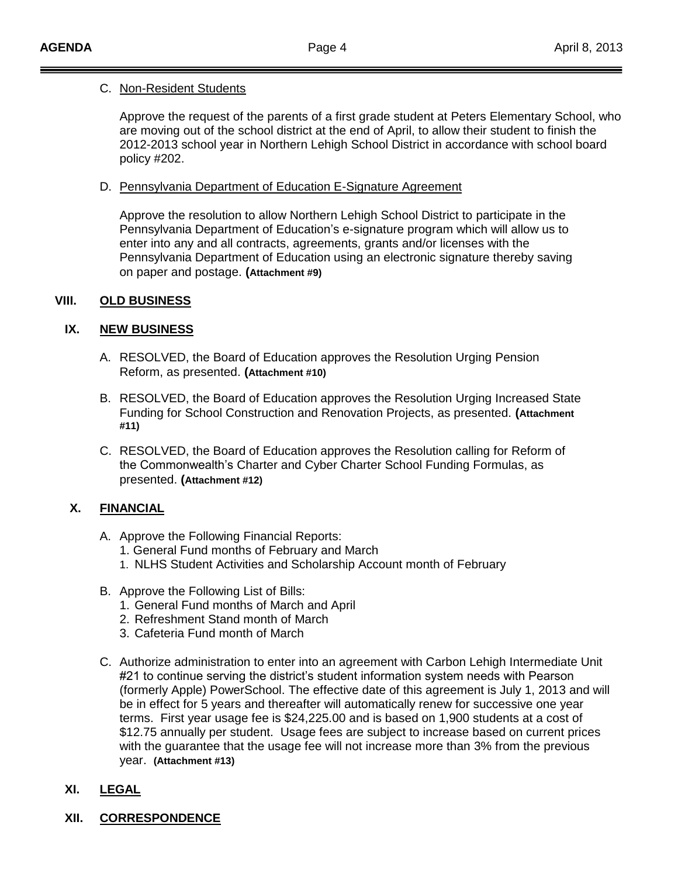C. <u>Non-Resident Students</u>

Approve the request of the parents of a first grade student at Peters Elementary School, who are moving out of the school district at the end of April, to allow their student to finish the 2012-2013 school year in Northern Lehigh School District in accordance with school board policy #202.

D. <u>Pennsylvania Department of Education E-Signature Agreement</u>

Approve the resolution to allow Northern Lehigh School District to participate in the Pennsylvania Department of Education's e-signature program which will allow us to enter into any and all contracts, agreements, grants and/or licenses with the Pennsylvania Department of Education using an electronic signature thereby saving on paper and postage. **(Attachment #9)**

## VIII. OLD BUSINESS

## IX. NEW BUSINESS

A. RESOLVED, the Board of Education approves the Resolution Urging Pension Reform, as presented. **(Attachment #10)**

B. RESOLVED, the Board of Education approves the Resolution Urging Increased State Funding for School Construction and Renovation Projects, as presented. **(Attachment #11)**

C. RESOLVED, the Board of Education approves the Resolution calling for Reform of the Commonwealth's Charter and Cyber Charter School Funding Formulas, as presented. **(Attachment #12)**

## X. FINANCIAL

A. Approve the Following Financial Reports:
   1. General Fund months of February and March
   1. NLHS Student Activities and Scholarship Account month of February

B. Approve the Following List of Bills:
   1. General Fund months of March and April
   2. Refreshment Stand month of March
   3. Cafeteria Fund month of March

C. Authorize administration to enter into an agreement with Carbon Lehigh Intermediate Unit #21 to continue serving the district's student information system needs with Pearson (formerly Apple) PowerSchool. The effective date of this agreement is July 1, 2013 and will be in effect for 5 years and thereafter will automatically renew for successive one year terms. First year usage fee is $24,225.00 and is based on 1,900 students at a cost of $12.75 annually per student. Usage fees are subject to increase based on current prices with the guarantee that the usage fee will not increase more than 3% from the previous year. **(Attachment #13)**

## XI. LEGAL

## XII. CORRESPONDENCE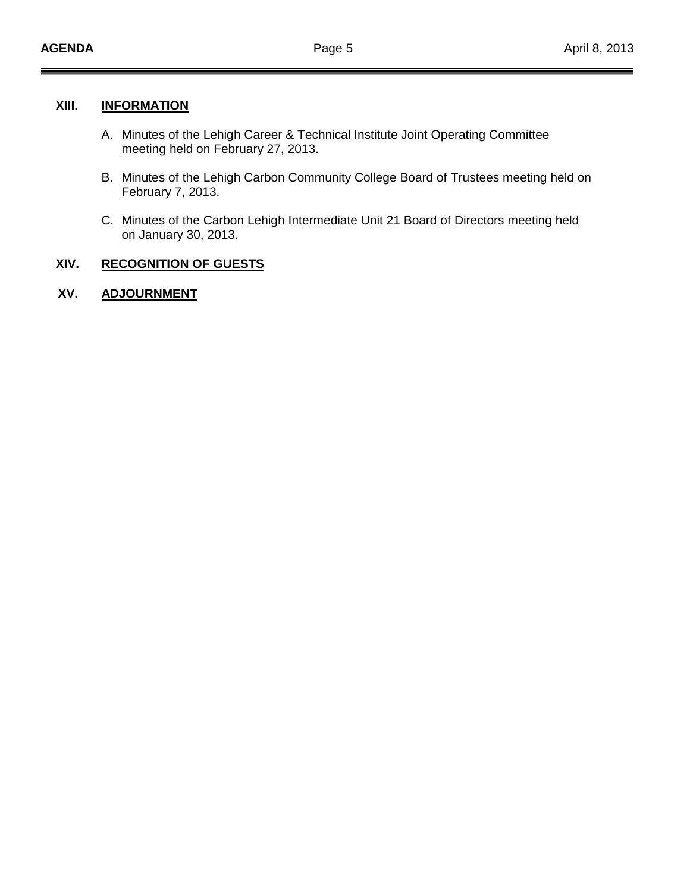## XIII. INFORMATION

A. Minutes of the Lehigh Career & Technical Institute Joint Operating Committee meeting held on February 27, 2013.

B. Minutes of the Lehigh Carbon Community College Board of Trustees meeting held on February 7, 2013.

C. Minutes of the Carbon Lehigh Intermediate Unit 21 Board of Directors meeting held on January 30, 2013.

## XIV. RECOGNITION OF GUESTS

## XV. ADJOURNMENT